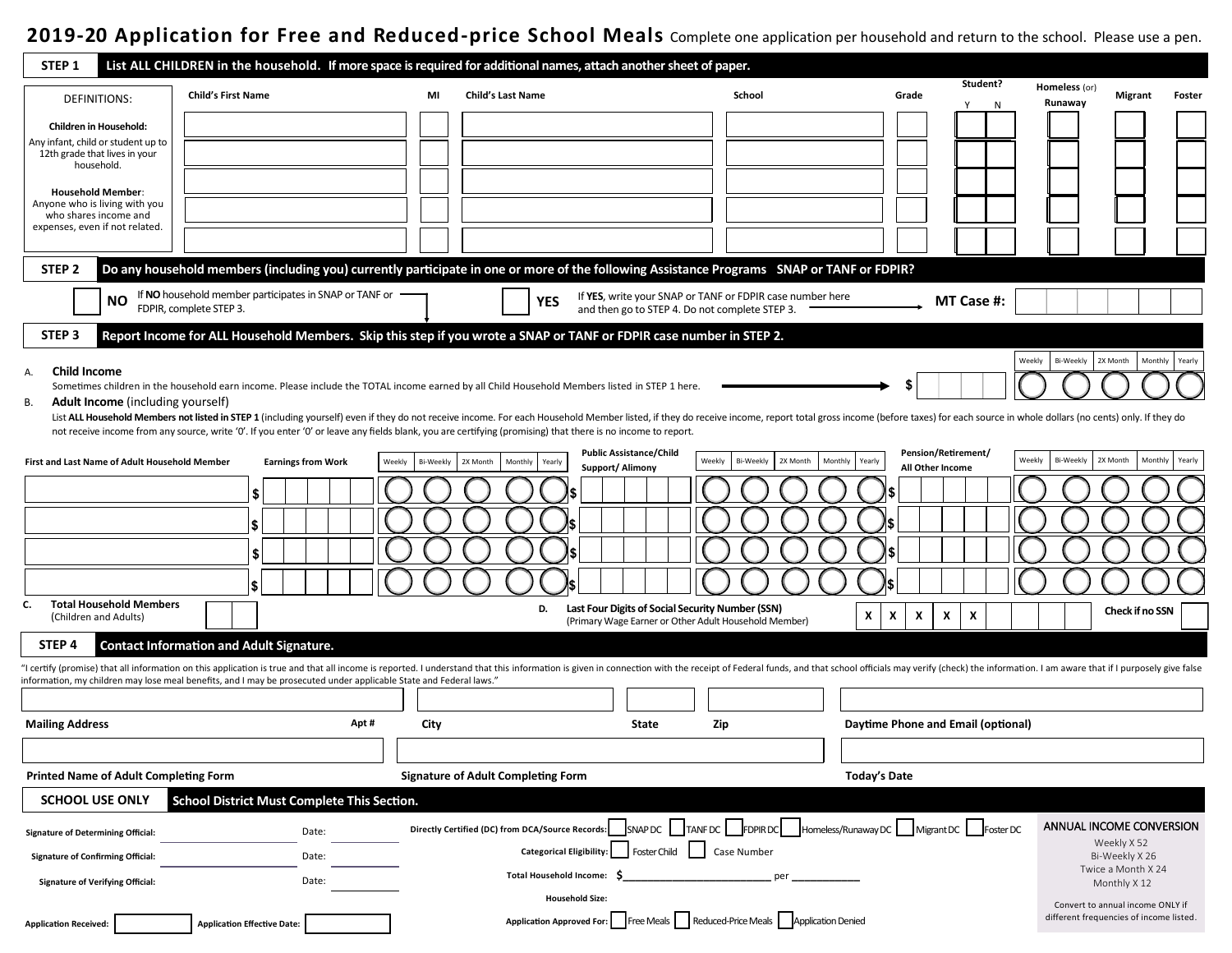# 2019-20 Application for Free and Reduced-price School Meals

Complete one application per household and return to the school. Please use a pen.

## STEP 1 — List ALL CHILDREN in the household. If more space is required for additional names, attach another sheet of paper.

**DEFINITIONS:**

**Children in Household:** Any infant, child or student up to 12th grade that lives in your household.

**Household Member:** Anyone who is living with you who shares income and expenses, even if not related.

| Child's First Name | MI | Child's Last Name | School | Grade | Student? Y | Student? N | Homeless (or) Runaway | Migrant | Foster |
|---|---|---|---|---|---|---|---|---|---|
| | | | | | | | | | |
| | | | | | | | | | |
| | | | | | | | | | |
| | | | | | | | | | |
| | | | | | | | | | |

## STEP 2 — Do any household members (including you) currently participate in one or more of the following Assistance Programs SNAP or TANF or FDPIR?

☐ **NO** If **NO** household member participates in SNAP or TANF or FDPIR, complete STEP 3.

☐ **YES** If **YES**, write your SNAP or TANF or FDPIR case number here and then go to STEP 4. Do not complete STEP 3.

**MT Case #:** ______

## STEP 3 — Report Income for ALL Household Members. Skip this step if you wrote a SNAP or TANF or FDPIR case number in STEP 2.

A. **Child Income**

Sometimes children in the household earn income. Please include the TOTAL income earned by all Child Household Members listed in STEP 1 here. → $ ______ ○ Weekly ○ Bi-Weekly ○ 2X Month ○ Monthly ○ Yearly

B. **Adult Income** (including yourself)

List **ALL Household Members not listed in STEP 1** (including yourself) even if they do not receive income. For each Household Member listed, if they do receive income, report total gross income (before taxes) for each source in whole dollars (no cents) only. If they do not receive income from any source, write '0'. If you enter '0' or leave any fields blank, you are certifying (promising) that there is no income to report.

| First and Last Name of Adult Household Member | Earnings from Work | Weekly | Bi-Weekly | 2X Month | Monthly | Yearly | Public Assistance/Child Support/ Alimony | Weekly | Bi-Weekly | 2X Month | Monthly | Yearly | Pension/Retirement/ All Other Income | Weekly | Bi-Weekly | 2X Month | Monthly | Yearly |
|---|---|---|---|---|---|---|---|---|---|---|---|---|---|---|---|---|---|---|
| | $ | ○ | ○ | ○ | ○ | ○ | $ | ○ | ○ | ○ | ○ | ○ | $ | ○ | ○ | ○ | ○ | ○ |
| | $ | ○ | ○ | ○ | ○ | ○ | $ | ○ | ○ | ○ | ○ | ○ | $ | ○ | ○ | ○ | ○ | ○ |
| | $ | ○ | ○ | ○ | ○ | ○ | $ | ○ | ○ | ○ | ○ | ○ | $ | ○ | ○ | ○ | ○ | ○ |
| | $ | ○ | ○ | ○ | ○ | ○ | $ | ○ | ○ | ○ | ○ | ○ | $ | ○ | ○ | ○ | ○ | ○ |

C. **Total Household Members** (Children and Adults) ______

D. **Last Four Digits of Social Security Number (SSN)** (Primary Wage Earner or Other Adult Household Member) X X X X X ______ **Check if no SSN** ☐

## STEP 4 — Contact Information and Adult Signature.

"I certify (promise) that all information on this application is true and that all income is reported. I understand that this information is given in connection with the receipt of Federal funds, and that school officials may verify (check) the information. I am aware that if I purposely give false information, my children may lose meal benefits, and I may be prosecuted under applicable State and Federal laws."

| Mailing Address | Apt # | City | State | Zip | Daytime Phone and Email (optional) |
|---|---|---|---|---|---|
| | | | | | |

| Printed Name of Adult Completing Form | Signature of Adult Completing Form | Today's Date |
|---|---|---|
| | | |

## SCHOOL USE ONLY — School District Must Complete This Section.

Signature of Determining Official: ______ Date: ______

Signature of Confirming Official: ______ Date: ______

Signature of Verifying Official: ______ Date: ______

Application Received: ______ Application Effective Date: ______

Directly Certified (DC) from DCA/Source Records: ☐ SNAP DC ☐ TANF DC ☐ FDPIR DC ☐ Homeless/Runaway DC ☐ Migrant DC ☐ Foster DC

Categorical Eligibility: ☐ Foster Child ☐ Case Number

Total Household Income: $______ per ______

Household Size:

Application Approved For: ☐ Free Meals ☐ Reduced-Price Meals ☐ Application Denied

**ANNUAL INCOME CONVERSION**

Weekly X 52
Bi-Weekly X 26
Twice a Month X 24
Monthly X 12

Convert to annual income ONLY if different frequencies of income listed.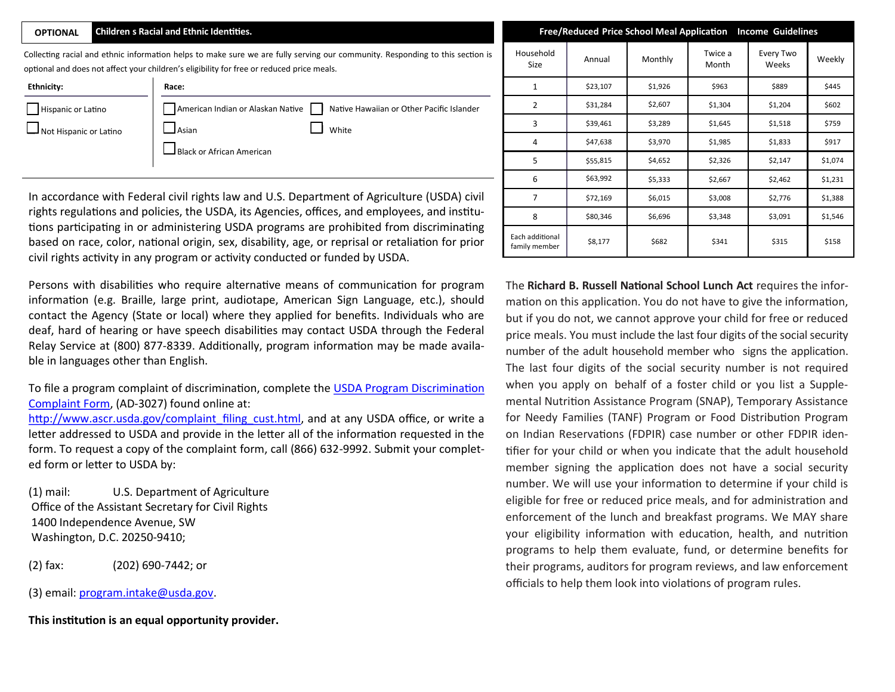## OPTIONAL — Children s Racial and Ethnic Identities.

Collecting racial and ethnic information helps to make sure we are fully serving our community. Responding to this section is optional and does not affect your children's eligibility for free or reduced price meals.

**Ethnicity:**

- ☐ Hispanic or Latino
- ☐ Not Hispanic or Latino

**Race:**

- ☐ American Indian or Alaskan Native
- ☐ Native Hawaiian or Other Pacific Islander
- ☐ Asian
- ☐ White
- ☐ Black or African American

In accordance with Federal civil rights law and U.S. Department of Agriculture (USDA) civil rights regulations and policies, the USDA, its Agencies, offices, and employees, and institutions participating in or administering USDA programs are prohibited from discriminating based on race, color, national origin, sex, disability, age, or reprisal or retaliation for prior civil rights activity in any program or activity conducted or funded by USDA.

Persons with disabilities who require alternative means of communication for program information (e.g. Braille, large print, audiotape, American Sign Language, etc.), should contact the Agency (State or local) where they applied for benefits. Individuals who are deaf, hard of hearing or have speech disabilities may contact USDA through the Federal Relay Service at (800) 877-8339. Additionally, program information may be made available in languages other than English.

To file a program complaint of discrimination, complete the USDA Program Discrimination Complaint Form, (AD-3027) found online at: http://www.ascr.usda.gov/complaint_filing_cust.html, and at any USDA office, or write a letter addressed to USDA and provide in the letter all of the information requested in the form. To request a copy of the complaint form, call (866) 632-9992. Submit your completed form or letter to USDA by:

(1) mail: U.S. Department of Agriculture
Office of the Assistant Secretary for Civil Rights
1400 Independence Avenue, SW
Washington, D.C. 20250-9410;

(2) fax: (202) 690-7442; or

(3) email: program.intake@usda.gov.

**This institution is an equal opportunity provider.**

## Free/Reduced Price School Meal Application Income Guidelines

| Household Size | Annual | Monthly | Twice a Month | Every Two Weeks | Weekly |
|---|---|---|---|---|---|
| 1 | $23,107 | $1,926 | $963 | $889 | $445 |
| 2 | $31,284 | $2,607 | $1,304 | $1,204 | $602 |
| 3 | $39,461 | $3,289 | $1,645 | $1,518 | $759 |
| 4 | $47,638 | $3,970 | $1,985 | $1,833 | $917 |
| 5 | $55,815 | $4,652 | $2,326 | $2,147 | $1,074 |
| 6 | $63,992 | $5,333 | $2,667 | $2,462 | $1,231 |
| 7 | $72,169 | $6,015 | $3,008 | $2,776 | $1,388 |
| 8 | $80,346 | $6,696 | $3,348 | $3,091 | $1,546 |
| Each additional family member | $8,177 | $682 | $341 | $315 | $158 |

The **Richard B. Russell National School Lunch Act** requires the information on this application. You do not have to give the information, but if you do not, we cannot approve your child for free or reduced price meals. You must include the last four digits of the social security number of the adult household member who signs the application. The last four digits of the social security number is not required when you apply on behalf of a foster child or you list a Supplemental Nutrition Assistance Program (SNAP), Temporary Assistance for Needy Families (TANF) Program or Food Distribution Program on Indian Reservations (FDPIR) case number or other FDPIR identifier for your child or when you indicate that the adult household member signing the application does not have a social security number. We will use your information to determine if your child is eligible for free or reduced price meals, and for administration and enforcement of the lunch and breakfast programs. We MAY share your eligibility information with education, health, and nutrition programs to help them evaluate, fund, or determine benefits for their programs, auditors for program reviews, and law enforcement officials to help them look into violations of program rules.